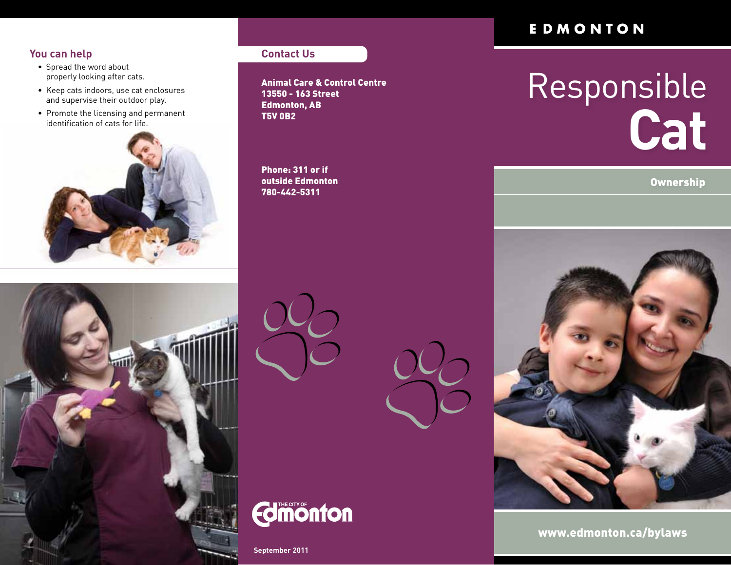## You can help

- Spread the word about properly looking after cats.
- Keep cats indoors, use cat enclosures and supervise their outdoor play.
- Promote the licensing and permanent identification of cats for life.

## Contact Us

**Animal Care & Control Centre**
**13550 - 163 Street**
**Edmonton, AB**
**T5V 0B2**

**Phone: 311 or if outside Edmonton 780-442-5311**

THE CITY OF Edmonton

**September 2011**

EDMONTON

# Responsible **Cat**

## Ownership

**www.edmonton.ca/bylaws**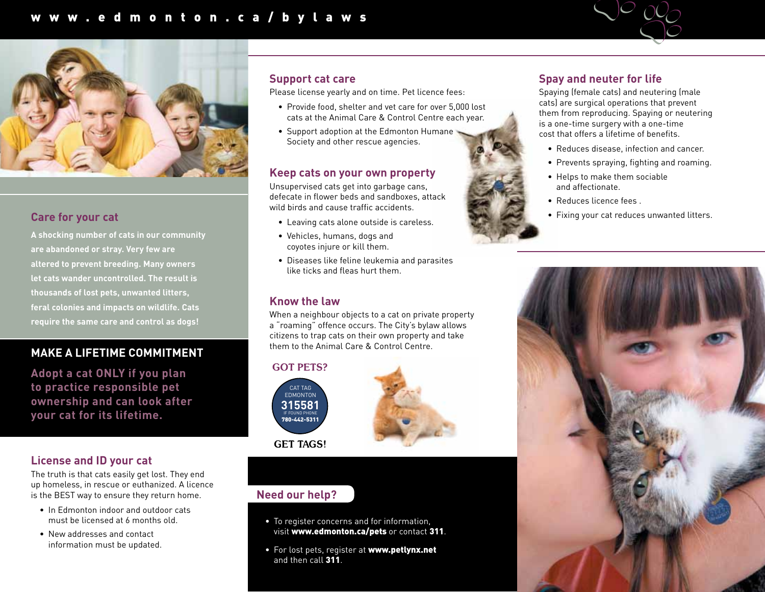## Care for your cat

**A shocking number of cats in our community are abandoned or stray. Very few are altered to prevent breeding. Many owners let cats wander uncontrolled. The result is thousands of lost pets, unwanted litters, feral colonies and impacts on wildlife. Cats require the same care and control as dogs!**

## MAKE A LIFETIME COMMITMENT

**Adopt a cat ONLY if you plan to practice responsible pet ownership and can look after your cat for its lifetime.**

## License and ID your cat

The truth is that cats easily get lost. They end up homeless, in rescue or euthanized. A licence is the BEST way to ensure they return home.

- In Edmonton indoor and outdoor cats must be licensed at 6 months old.
- New addresses and contact information must be updated.

## Support cat care

Please license yearly and on time. Pet licence fees:

- Provide food, shelter and vet care for over 5,000 lost cats at the Animal Care & Control Centre each year.
- Support adoption at the Edmonton Humane Society and other rescue agencies.

## Keep cats on your own property

Unsupervised cats get into garbage cans, defecate in flower beds and sandboxes, attack wild birds and cause traffic accidents.

- Leaving cats alone outside is careless.
- Vehicles, humans, dogs and coyotes injure or kill them.
- Diseases like feline leukemia and parasites like ticks and fleas hurt them.

## Know the law

When a neighbour objects to a cat on private property a "roaming" offence occurs. The City's bylaw allows citizens to trap cats on their own property and take them to the Animal Care & Control Centre.

GOT PETS?

CAT TAG EDMONTON 315581 IF FOUND PHONE 780-442-5311

GET TAGS!

## Need our help?

- To register concerns and for information, visit **www.edmonton.ca/pets** or contact **311**.
- For lost pets, register at **www.petlynx.net** and then call **311**.

## Spay and neuter for life

Spaying (female cats) and neutering (male cats) are surgical operations that prevent them from reproducing. Spaying or neutering is a one-time surgery with a one-time cost that offers a lifetime of benefits.

- Reduces disease, infection and cancer.
- Prevents spraying, fighting and roaming.
- Helps to make them sociable and affectionate.
- Reduces licence fees .
- Fixing your cat reduces unwanted litters.